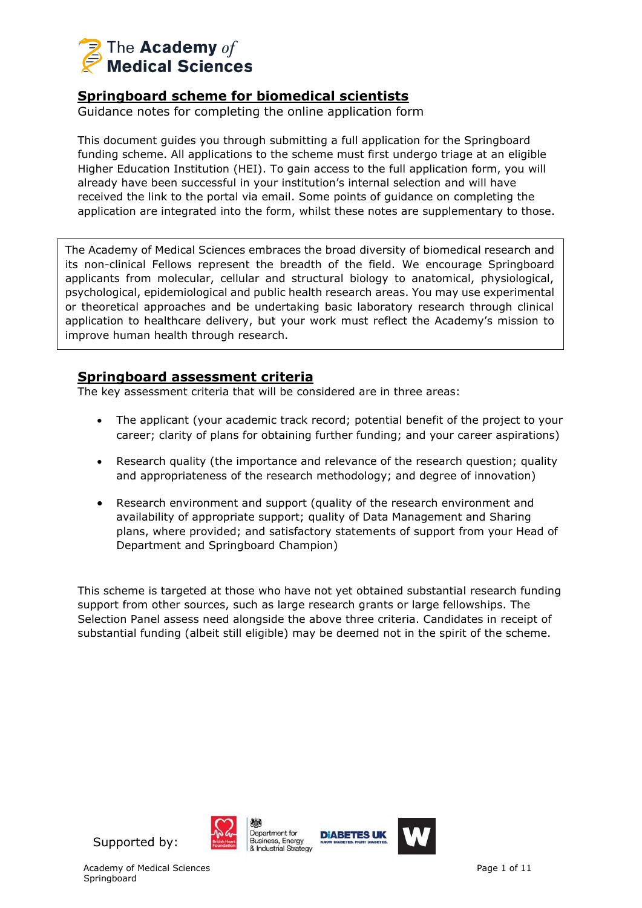The Academy *of* Medical Sciences

# Springboard scheme for biomedical scientists

Guidance notes for completing the online application form

This document guides you through submitting a full application for the Springboard funding scheme. All applications to the scheme must first undergo triage at an eligible Higher Education Institution (HEI). To gain access to the full application form, you will already have been successful in your institution's internal selection and will have received the link to the portal via email. Some points of guidance on completing the application are integrated into the form, whilst these notes are supplementary to those.

> The Academy of Medical Sciences embraces the broad diversity of biomedical research and its non-clinical Fellows represent the breadth of the field. We encourage Springboard applicants from molecular, cellular and structural biology to anatomical, physiological, psychological, epidemiological and public health research areas. You may use experimental or theoretical approaches and be undertaking basic laboratory research through clinical application to healthcare delivery, but your work must reflect the Academy's mission to improve human health through research.

## Springboard assessment criteria

The key assessment criteria that will be considered are in three areas:

- The applicant (your academic track record; potential benefit of the project to your career; clarity of plans for obtaining further funding; and your career aspirations)
- Research quality (the importance and relevance of the research question; quality and appropriateness of the research methodology; and degree of innovation)
- Research environment and support (quality of the research environment and availability of appropriate support; quality of Data Management and Sharing plans, where provided; and satisfactory statements of support from your Head of Department and Springboard Champion)

This scheme is targeted at those who have not yet obtained substantial research funding support from other sources, such as large research grants or large fellowships. The Selection Panel assess need alongside the above three criteria. Candidates in receipt of substantial funding (albeit still eligible) may be deemed not in the spirit of the scheme.

Supported by: British Heart Foundation, Department for Business, Energy & Industrial Strategy, Diabetes UK, Wellcome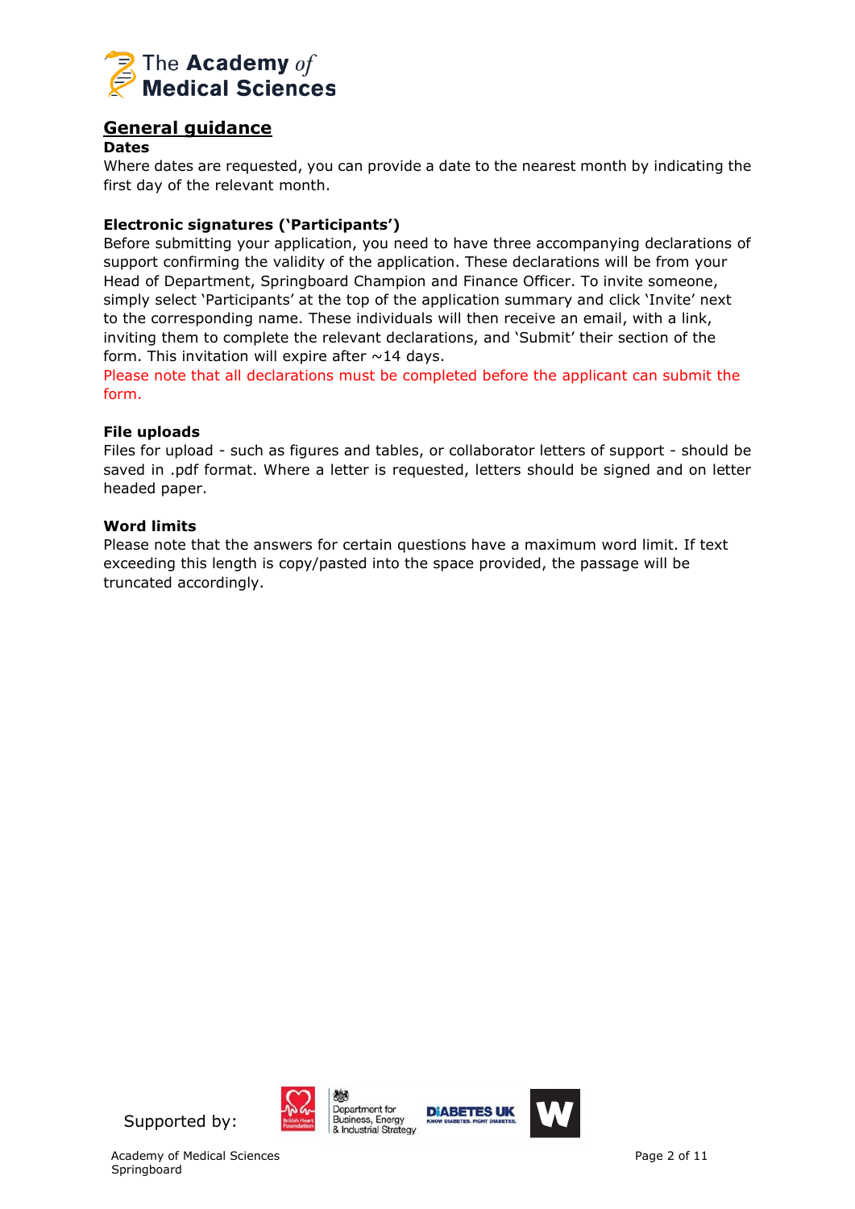## General guidance

### Dates

Where dates are requested, you can provide a date to the nearest month by indicating the first day of the relevant month.

### Electronic signatures ('Participants')

Before submitting your application, you need to have three accompanying declarations of support confirming the validity of the application. These declarations will be from your Head of Department, Springboard Champion and Finance Officer. To invite someone, simply select 'Participants' at the top of the application summary and click 'Invite' next to the corresponding name. These individuals will then receive an email, with a link, inviting them to complete the relevant declarations, and 'Submit' their section of the form. This invitation will expire after ~14 days.

Please note that all declarations must be completed before the applicant can submit the form.

### File uploads

Files for upload - such as figures and tables, or collaborator letters of support - should be saved in .pdf format. Where a letter is requested, letters should be signed and on letter headed paper.

### Word limits

Please note that the answers for certain questions have a maximum word limit. If text exceeding this length is copy/pasted into the space provided, the passage will be truncated accordingly.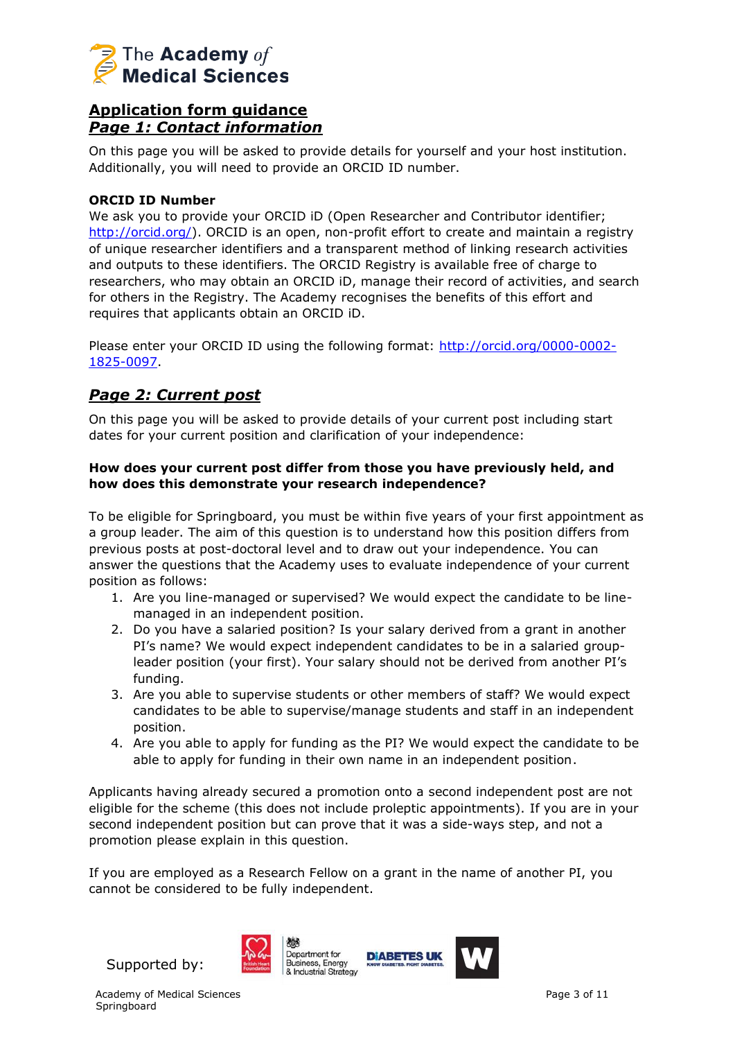## Application form guidance

### *Page 1: Contact information*

On this page you will be asked to provide details for yourself and your host institution. Additionally, you will need to provide an ORCID ID number.

**ORCID ID Number**

We ask you to provide your ORCID iD (Open Researcher and Contributor identifier; http://orcid.org/). ORCID is an open, non-profit effort to create and maintain a registry of unique researcher identifiers and a transparent method of linking research activities and outputs to these identifiers. The ORCID Registry is available free of charge to researchers, who may obtain an ORCID iD, manage their record of activities, and search for others in the Registry. The Academy recognises the benefits of this effort and requires that applicants obtain an ORCID iD.

Please enter your ORCID ID using the following format: http://orcid.org/0000-0002-1825-0097.

### *Page 2: Current post*

On this page you will be asked to provide details of your current post including start dates for your current position and clarification of your independence:

**How does your current post differ from those you have previously held, and how does this demonstrate your research independence?**

To be eligible for Springboard, you must be within five years of your first appointment as a group leader. The aim of this question is to understand how this position differs from previous posts at post-doctoral level and to draw out your independence. You can answer the questions that the Academy uses to evaluate independence of your current position as follows:

1. Are you line-managed or supervised? We would expect the candidate to be line-managed in an independent position.
2. Do you have a salaried position? Is your salary derived from a grant in another PI's name? We would expect independent candidates to be in a salaried group-leader position (your first). Your salary should not be derived from another PI's funding.
3. Are you able to supervise students or other members of staff? We would expect candidates to be able to supervise/manage students and staff in an independent position.
4. Are you able to apply for funding as the PI? We would expect the candidate to be able to apply for funding in their own name in an independent position.

Applicants having already secured a promotion onto a second independent post are not eligible for the scheme (this does not include proleptic appointments). If you are in your second independent position but can prove that it was a side-ways step, and not a promotion please explain in this question.

If you are employed as a Research Fellow on a grant in the name of another PI, you cannot be considered to be fully independent.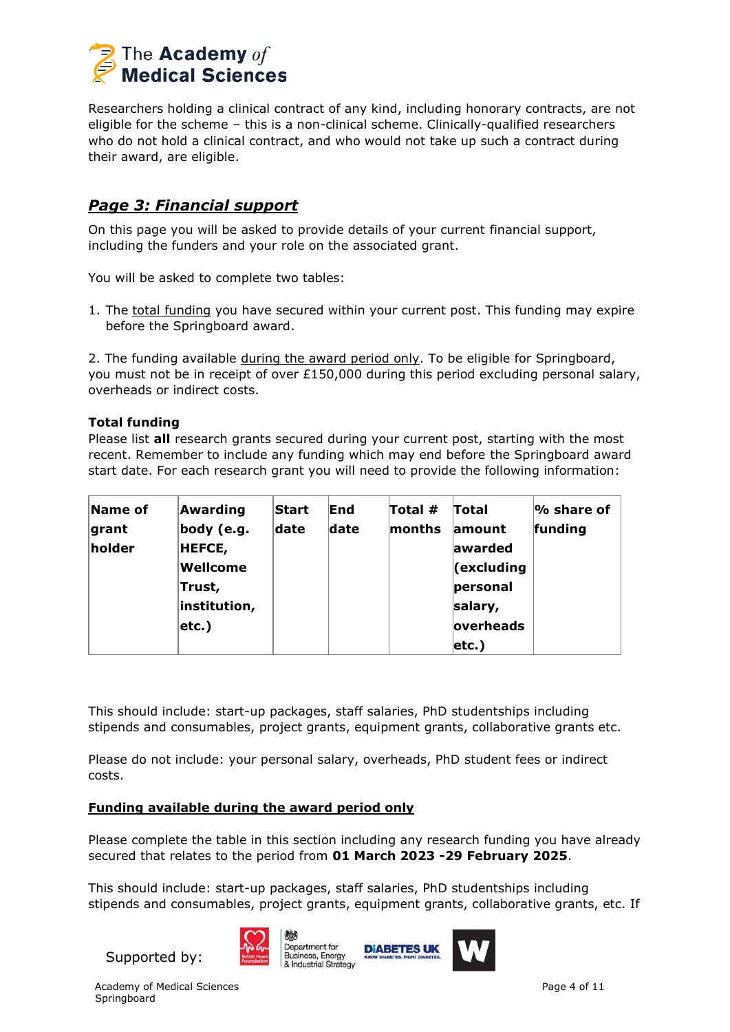Researchers holding a clinical contract of any kind, including honorary contracts, are not eligible for the scheme – this is a non-clinical scheme. Clinically-qualified researchers who do not hold a clinical contract, and who would not take up such a contract during their award, are eligible.

## ***Page 3: Financial support***

On this page you will be asked to provide details of your current financial support, including the funders and your role on the associated grant.

You will be asked to complete two tables:

1. The total funding you have secured within your current post. This funding may expire before the Springboard award.

2. The funding available during the award period only. To be eligible for Springboard, you must not be in receipt of over £150,000 during this period excluding personal salary, overheads or indirect costs.

**Total funding**

Please list **all** research grants secured during your current post, starting with the most recent. Remember to include any funding which may end before the Springboard award start date. For each research grant you will need to provide the following information:

| Name of grant holder | Awarding body (e.g. HEFCE, Wellcome Trust, institution, etc.) | Start date | End date | Total # months | Total amount awarded (excluding personal salary, overheads etc.) | % share of funding |
| --- | --- | --- | --- | --- | --- | --- |

This should include: start-up packages, staff salaries, PhD studentships including stipends and consumables, project grants, equipment grants, collaborative grants etc.

Please do not include: your personal salary, overheads, PhD student fees or indirect costs.

**Funding available during the award period only**

Please complete the table in this section including any research funding you have already secured that relates to the period from **01 March 2023 -29 February 2025**.

This should include: start-up packages, staff salaries, PhD studentships including stipends and consumables, project grants, equipment grants, collaborative grants, etc. If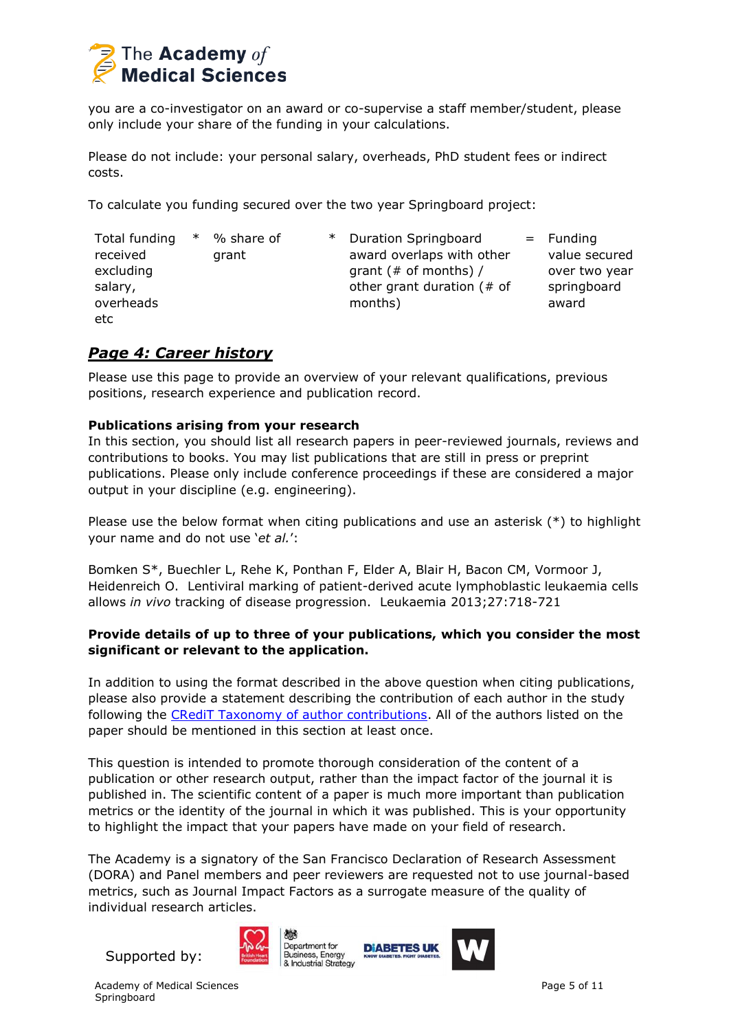you are a co-investigator on an award or co-supervise a staff member/student, please only include your share of the funding in your calculations.

Please do not include: your personal salary, overheads, PhD student fees or indirect costs.

To calculate you funding secured over the two year Springboard project:

| Total funding received excluding salary, overheads etc | * | % share of grant | * | Duration Springboard award overlaps with other grant (# of months) / other grant duration (# of months) | = | Funding value secured over two year springboard award |
|---|---|---|---|---|---|---|

## *Page 4: Career history*

Please use this page to provide an overview of your relevant qualifications, previous positions, research experience and publication record.

**Publications arising from your research**
In this section, you should list all research papers in peer-reviewed journals, reviews and contributions to books. You may list publications that are still in press or preprint publications. Please only include conference proceedings if these are considered a major output in your discipline (e.g. engineering).

Please use the below format when citing publications and use an asterisk (*) to highlight your name and do not use '*et al.*':

Bomken S*, Buechler L, Rehe K, Ponthan F, Elder A, Blair H, Bacon CM, Vormoor J, Heidenreich O. Lentiviral marking of patient-derived acute lymphoblastic leukaemia cells allows *in vivo* tracking of disease progression. Leukaemia 2013;27:718-721

**Provide details of up to three of your publications, which you consider the most significant or relevant to the application.**

In addition to using the format described in the above question when citing publications, please also provide a statement describing the contribution of each author in the study following the CRediT Taxonomy of author contributions. All of the authors listed on the paper should be mentioned in this section at least once.

This question is intended to promote thorough consideration of the content of a publication or other research output, rather than the impact factor of the journal it is published in. The scientific content of a paper is much more important than publication metrics or the identity of the journal in which it was published. This is your opportunity to highlight the impact that your papers have made on your field of research.

The Academy is a signatory of the San Francisco Declaration of Research Assessment (DORA) and Panel members and peer reviewers are requested not to use journal-based metrics, such as Journal Impact Factors as a surrogate measure of the quality of individual research articles.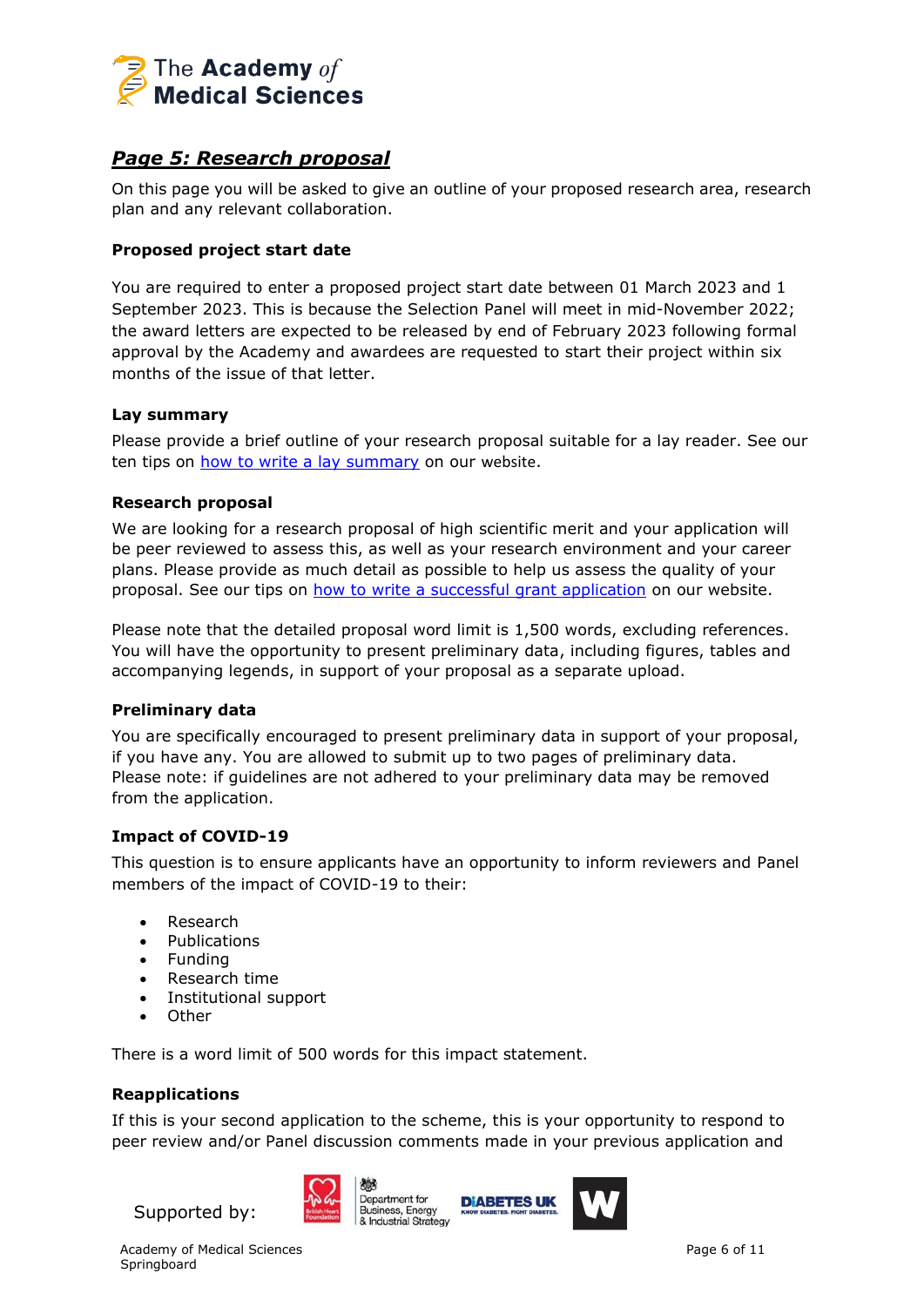## *Page 5: Research proposal*

On this page you will be asked to give an outline of your proposed research area, research plan and any relevant collaboration.

### Proposed project start date

You are required to enter a proposed project start date between 01 March 2023 and 1 September 2023. This is because the Selection Panel will meet in mid-November 2022; the award letters are expected to be released by end of February 2023 following formal approval by the Academy and awardees are requested to start their project within six months of the issue of that letter.

### Lay summary

Please provide a brief outline of your research proposal suitable for a lay reader. See our ten tips on how to write a lay summary on our website.

### Research proposal

We are looking for a research proposal of high scientific merit and your application will be peer reviewed to assess this, as well as your research environment and your career plans. Please provide as much detail as possible to help us assess the quality of your proposal. See our tips on how to write a successful grant application on our website.

Please note that the detailed proposal word limit is 1,500 words, excluding references. You will have the opportunity to present preliminary data, including figures, tables and accompanying legends, in support of your proposal as a separate upload.

### Preliminary data

You are specifically encouraged to present preliminary data in support of your proposal, if you have any. You are allowed to submit up to two pages of preliminary data. Please note: if guidelines are not adhered to your preliminary data may be removed from the application.

### Impact of COVID-19

This question is to ensure applicants have an opportunity to inform reviewers and Panel members of the impact of COVID-19 to their:

- Research
- Publications
- Funding
- Research time
- Institutional support
- Other

There is a word limit of 500 words for this impact statement.

### Reapplications

If this is your second application to the scheme, this is your opportunity to respond to peer review and/or Panel discussion comments made in your previous application and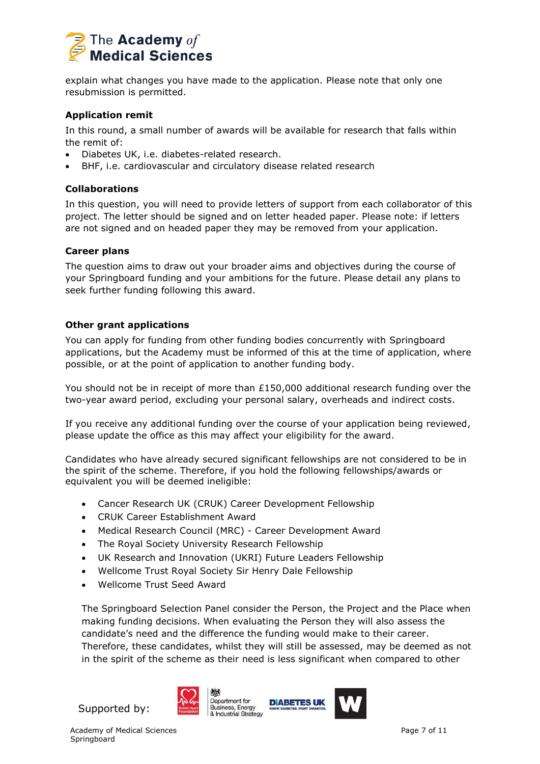explain what changes you have made to the application. Please note that only one resubmission is permitted.

**Application remit**

In this round, a small number of awards will be available for research that falls within the remit of:

- Diabetes UK, i.e. diabetes-related research.
- BHF, i.e. cardiovascular and circulatory disease related research

**Collaborations**

In this question, you will need to provide letters of support from each collaborator of this project. The letter should be signed and on letter headed paper. Please note: if letters are not signed and on headed paper they may be removed from your application.

**Career plans**

The question aims to draw out your broader aims and objectives during the course of your Springboard funding and your ambitions for the future. Please detail any plans to seek further funding following this award.

**Other grant applications**

You can apply for funding from other funding bodies concurrently with Springboard applications, but the Academy must be informed of this at the time of application, where possible, or at the point of application to another funding body.

You should not be in receipt of more than £150,000 additional research funding over the two-year award period, excluding your personal salary, overheads and indirect costs.

If you receive any additional funding over the course of your application being reviewed, please update the office as this may affect your eligibility for the award.

Candidates who have already secured significant fellowships are not considered to be in the spirit of the scheme. Therefore, if you hold the following fellowships/awards or equivalent you will be deemed ineligible:

- Cancer Research UK (CRUK) Career Development Fellowship
- CRUK Career Establishment Award
- Medical Research Council (MRC) - Career Development Award
- The Royal Society University Research Fellowship
- UK Research and Innovation (UKRI) Future Leaders Fellowship
- Wellcome Trust Royal Society Sir Henry Dale Fellowship
- Wellcome Trust Seed Award

The Springboard Selection Panel consider the Person, the Project and the Place when making funding decisions. When evaluating the Person they will also assess the candidate's need and the difference the funding would make to their career. Therefore, these candidates, whilst they will still be assessed, may be deemed as not in the spirit of the scheme as their need is less significant when compared to other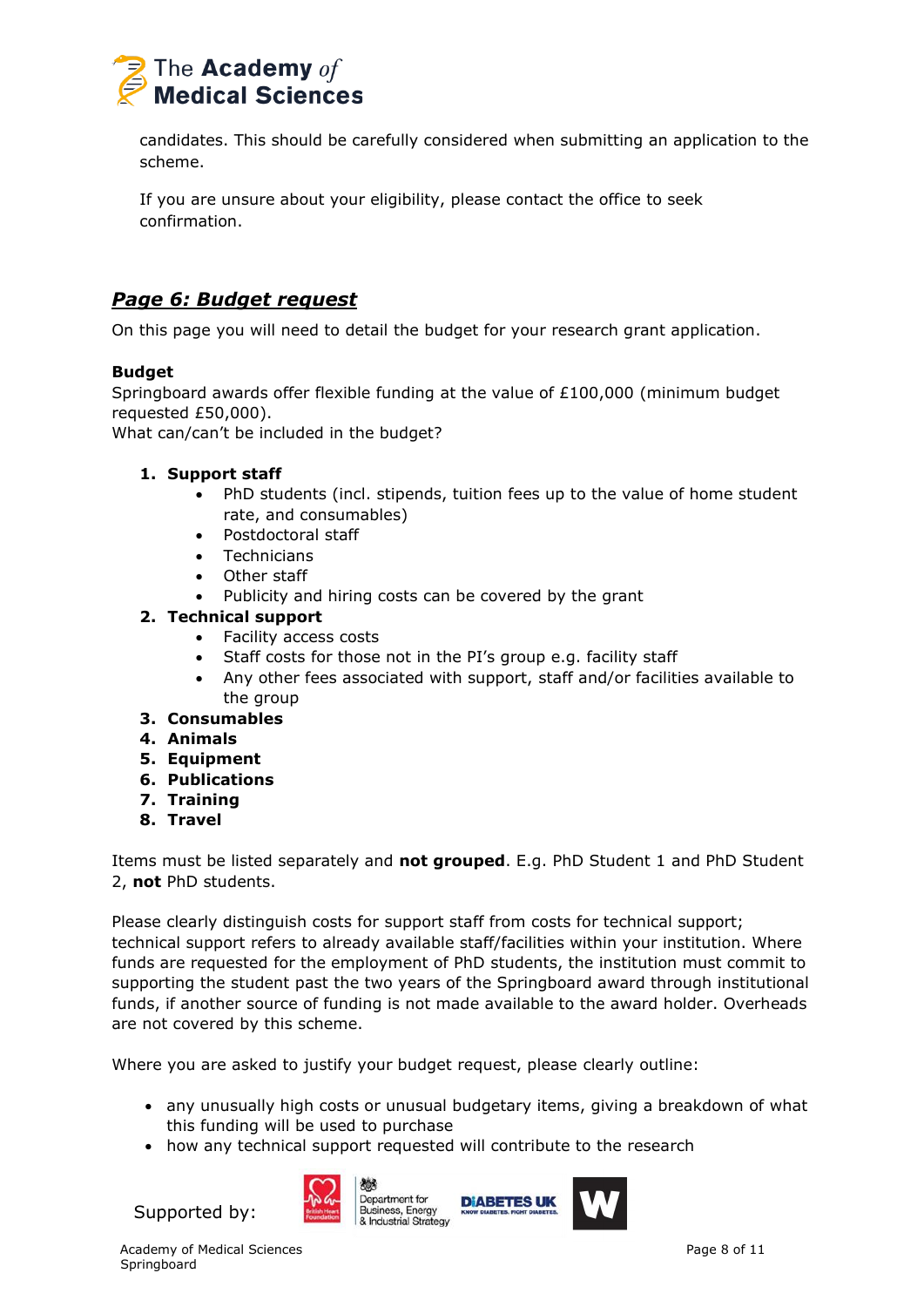candidates. This should be carefully considered when submitting an application to the scheme.

If you are unsure about your eligibility, please contact the office to seek confirmation.

## ***Page 6: Budget request***

On this page you will need to detail the budget for your research grant application.

**Budget**
Springboard awards offer flexible funding at the value of £100,000 (minimum budget requested £50,000).
What can/can't be included in the budget?

1. **Support staff**
    - PhD students (incl. stipends, tuition fees up to the value of home student rate, and consumables)
    - Postdoctoral staff
    - Technicians
    - Other staff
    - Publicity and hiring costs can be covered by the grant
2. **Technical support**
    - Facility access costs
    - Staff costs for those not in the PI's group e.g. facility staff
    - Any other fees associated with support, staff and/or facilities available to the group
3. **Consumables**
4. **Animals**
5. **Equipment**
6. **Publications**
7. **Training**
8. **Travel**

Items must be listed separately and **not grouped**. E.g. PhD Student 1 and PhD Student 2, **not** PhD students.

Please clearly distinguish costs for support staff from costs for technical support; technical support refers to already available staff/facilities within your institution. Where funds are requested for the employment of PhD students, the institution must commit to supporting the student past the two years of the Springboard award through institutional funds, if another source of funding is not made available to the award holder. Overheads are not covered by this scheme.

Where you are asked to justify your budget request, please clearly outline:

- any unusually high costs or unusual budgetary items, giving a breakdown of what this funding will be used to purchase
- how any technical support requested will contribute to the research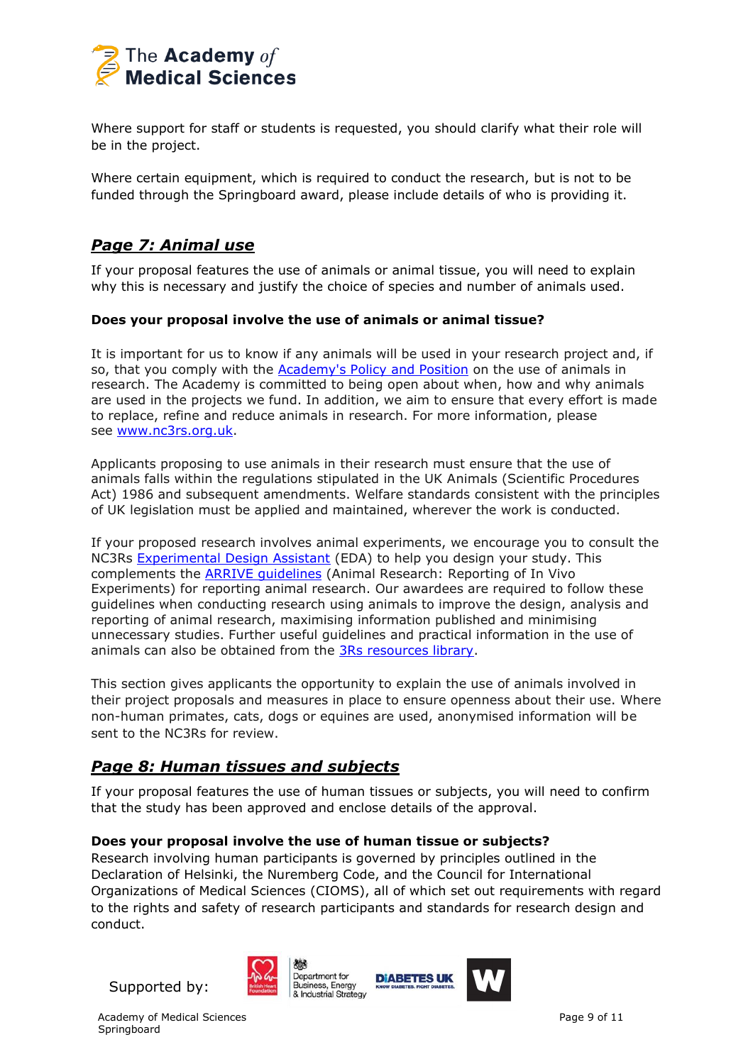Where support for staff or students is requested, you should clarify what their role will be in the project.

Where certain equipment, which is required to conduct the research, but is not to be funded through the Springboard award, please include details of who is providing it.

## ***Page 7: Animal use***

If your proposal features the use of animals or animal tissue, you will need to explain why this is necessary and justify the choice of species and number of animals used.

**Does your proposal involve the use of animals or animal tissue?**

It is important for us to know if any animals will be used in your research project and, if so, that you comply with the Academy's Policy and Position on the use of animals in research. The Academy is committed to being open about when, how and why animals are used in the projects we fund. In addition, we aim to ensure that every effort is made to replace, refine and reduce animals in research. For more information, please see www.nc3rs.org.uk.

Applicants proposing to use animals in their research must ensure that the use of animals falls within the regulations stipulated in the UK Animals (Scientific Procedures Act) 1986 and subsequent amendments. Welfare standards consistent with the principles of UK legislation must be applied and maintained, wherever the work is conducted.

If your proposed research involves animal experiments, we encourage you to consult the NC3Rs Experimental Design Assistant (EDA) to help you design your study. This complements the ARRIVE guidelines (Animal Research: Reporting of In Vivo Experiments) for reporting animal research. Our awardees are required to follow these guidelines when conducting research using animals to improve the design, analysis and reporting of animal research, maximising information published and minimising unnecessary studies. Further useful guidelines and practical information in the use of animals can also be obtained from the 3Rs resources library.

This section gives applicants the opportunity to explain the use of animals involved in their project proposals and measures in place to ensure openness about their use. Where non-human primates, cats, dogs or equines are used, anonymised information will be sent to the NC3Rs for review.

## ***Page 8: Human tissues and subjects***

If your proposal features the use of human tissues or subjects, you will need to confirm that the study has been approved and enclose details of the approval.

**Does your proposal involve the use of human tissue or subjects?**

Research involving human participants is governed by principles outlined in the Declaration of Helsinki, the Nuremberg Code, and the Council for International Organizations of Medical Sciences (CIOMS), all of which set out requirements with regard to the rights and safety of research participants and standards for research design and conduct.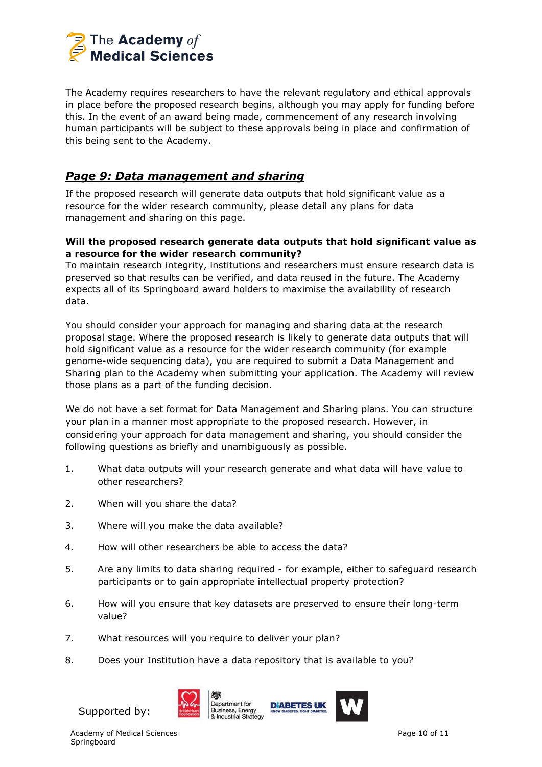The Academy requires researchers to have the relevant regulatory and ethical approvals in place before the proposed research begins, although you may apply for funding before this. In the event of an award being made, commencement of any research involving human participants will be subject to these approvals being in place and confirmation of this being sent to the Academy.

## *Page 9: Data management and sharing*

If the proposed research will generate data outputs that hold significant value as a resource for the wider research community, please detail any plans for data management and sharing on this page.

**Will the proposed research generate data outputs that hold significant value as a resource for the wider research community?**
To maintain research integrity, institutions and researchers must ensure research data is preserved so that results can be verified, and data reused in the future. The Academy expects all of its Springboard award holders to maximise the availability of research data.

You should consider your approach for managing and sharing data at the research proposal stage. Where the proposed research is likely to generate data outputs that will hold significant value as a resource for the wider research community (for example genome-wide sequencing data), you are required to submit a Data Management and Sharing plan to the Academy when submitting your application. The Academy will review those plans as a part of the funding decision.

We do not have a set format for Data Management and Sharing plans. You can structure your plan in a manner most appropriate to the proposed research. However, in considering your approach for data management and sharing, you should consider the following questions as briefly and unambiguously as possible.

1. What data outputs will your research generate and what data will have value to other researchers?
2. When will you share the data?
3. Where will you make the data available?
4. How will other researchers be able to access the data?
5. Are any limits to data sharing required - for example, either to safeguard research participants or to gain appropriate intellectual property protection?
6. How will you ensure that key datasets are preserved to ensure their long-term value?
7. What resources will you require to deliver your plan?
8. Does your Institution have a data repository that is available to you?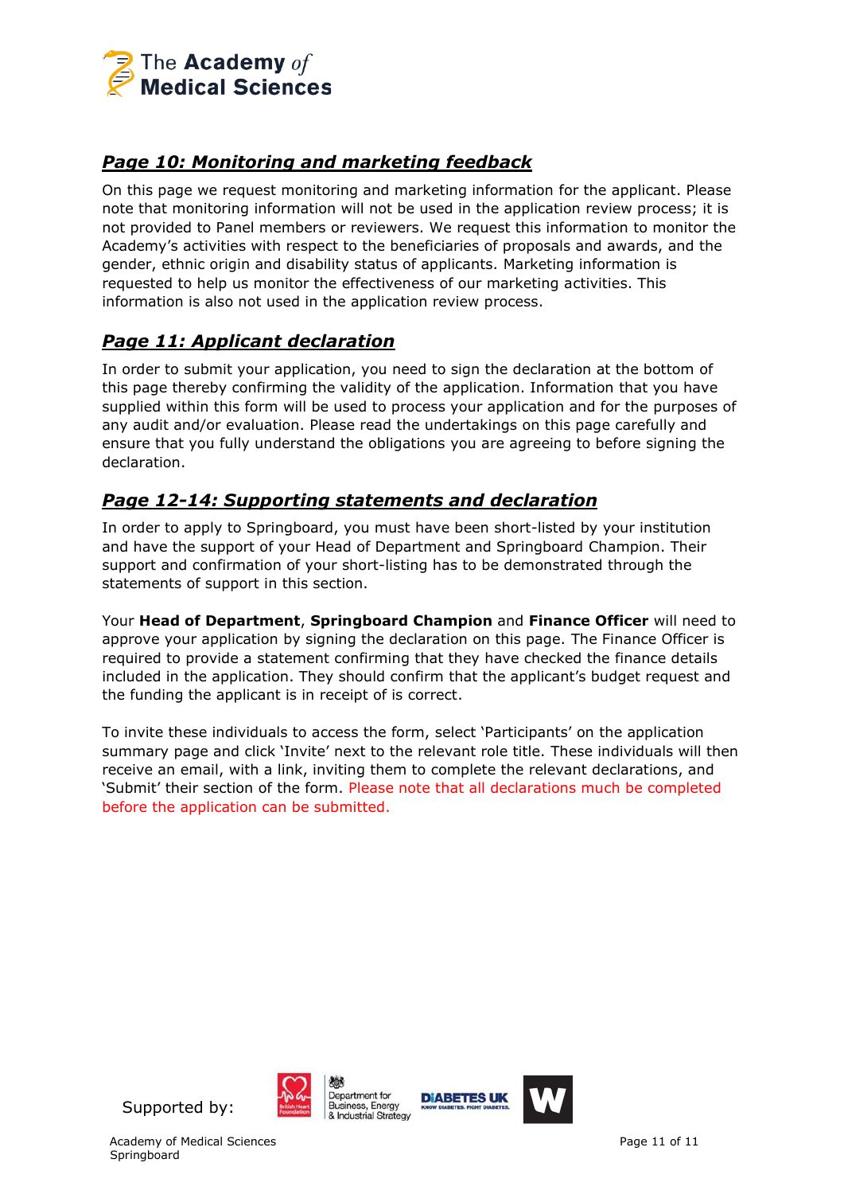## ***Page 10: Monitoring and marketing feedback***

On this page we request monitoring and marketing information for the applicant. Please note that monitoring information will not be used in the application review process; it is not provided to Panel members or reviewers. We request this information to monitor the Academy's activities with respect to the beneficiaries of proposals and awards, and the gender, ethnic origin and disability status of applicants. Marketing information is requested to help us monitor the effectiveness of our marketing activities. This information is also not used in the application review process.

## ***Page 11: Applicant declaration***

In order to submit your application, you need to sign the declaration at the bottom of this page thereby confirming the validity of the application. Information that you have supplied within this form will be used to process your application and for the purposes of any audit and/or evaluation. Please read the undertakings on this page carefully and ensure that you fully understand the obligations you are agreeing to before signing the declaration.

## ***Page 12-14: Supporting statements and declaration***

In order to apply to Springboard, you must have been short-listed by your institution and have the support of your Head of Department and Springboard Champion. Their support and confirmation of your short-listing has to be demonstrated through the statements of support in this section.

Your **Head of Department**, **Springboard Champion** and **Finance Officer** will need to approve your application by signing the declaration on this page. The Finance Officer is required to provide a statement confirming that they have checked the finance details included in the application. They should confirm that the applicant's budget request and the funding the applicant is in receipt of is correct.

To invite these individuals to access the form, select 'Participants' on the application summary page and click 'Invite' next to the relevant role title. These individuals will then receive an email, with a link, inviting them to complete the relevant declarations, and 'Submit' their section of the form. Please note that all declarations much be completed before the application can be submitted.

Supported by: